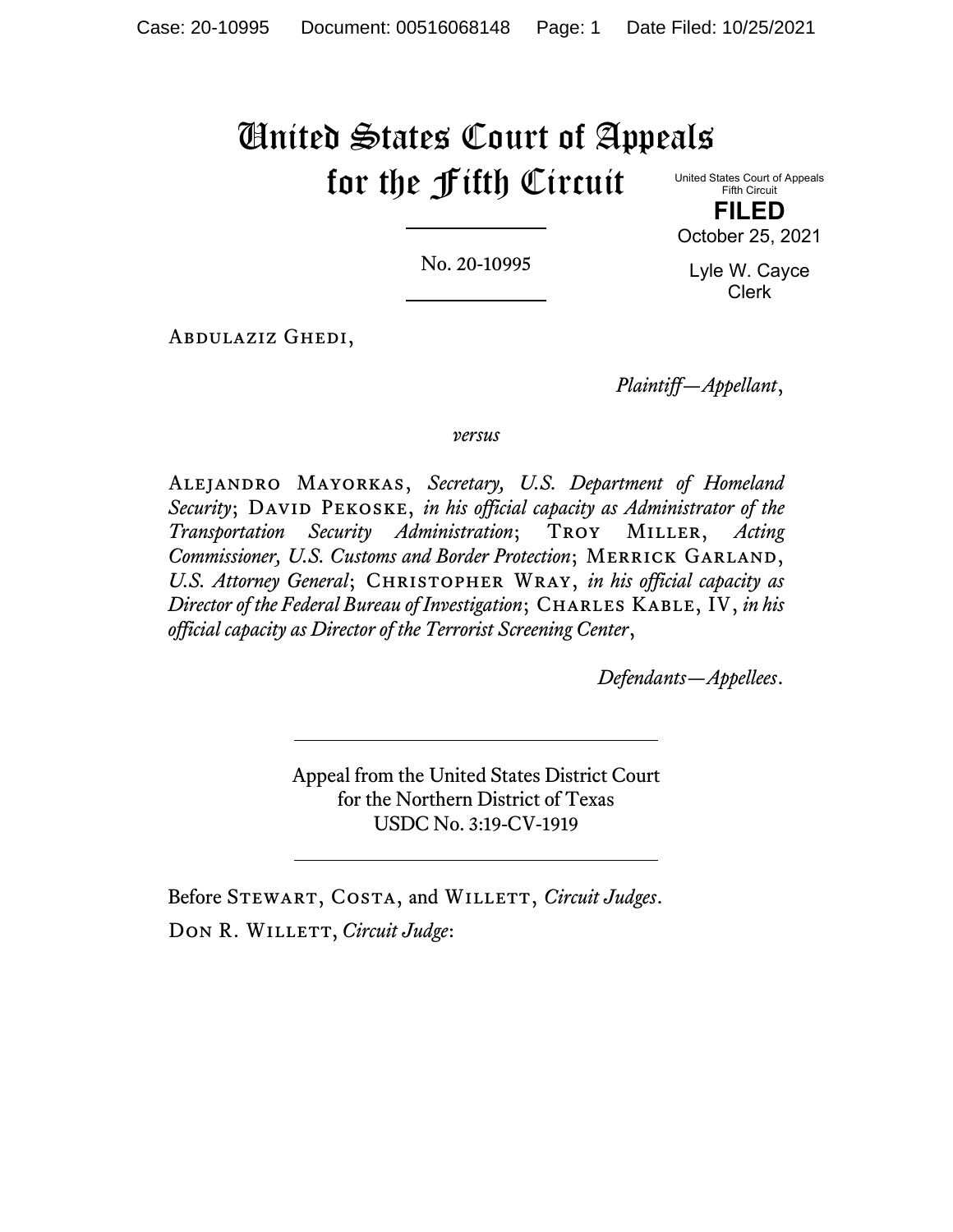# United States Court of Appeals for the Fifth Circuit

United States Court of Appeals
Fifth Circuit

**FILED**

October 25, 2021

Lyle W. Cayce
Clerk

---

No. 20-10995

---

Abdulaziz Ghedi,

*Plaintiff—Appellant*,

*versus*

Alejandro Mayorkas, *Secretary, U.S. Department of Homeland Security*; David Pekoske, *in his official capacity as Administrator of the Transportation Security Administration*; Troy Miller, *Acting Commissioner, U.S. Customs and Border Protection*; Merrick Garland, *U.S. Attorney General*; Christopher Wray, *in his official capacity as Director of the Federal Bureau of Investigation*; Charles Kable, IV, *in his official capacity as Director of the Terrorist Screening Center*,

*Defendants—Appellees*.

---

Appeal from the United States District Court
for the Northern District of Texas
USDC No. 3:19-CV-1919

---

Before Stewart, Costa, and Willett, *Circuit Judges*.

Don R. Willett, *Circuit Judge*: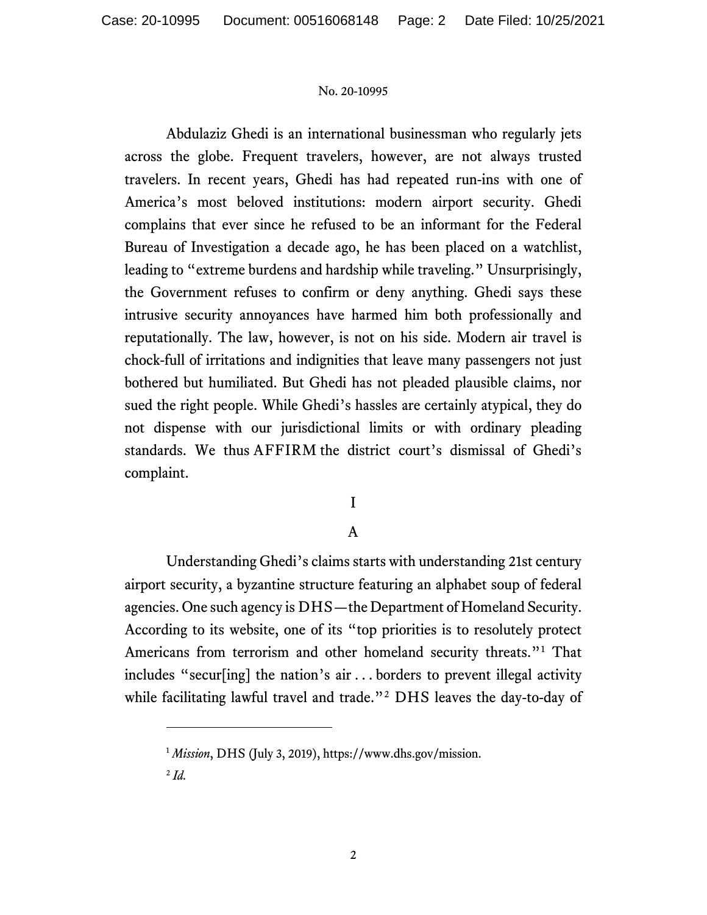Abdulaziz Ghedi is an international businessman who regularly jets across the globe. Frequent travelers, however, are not always trusted travelers. In recent years, Ghedi has had repeated run-ins with one of America's most beloved institutions: modern airport security. Ghedi complains that ever since he refused to be an informant for the Federal Bureau of Investigation a decade ago, he has been placed on a watchlist, leading to "extreme burdens and hardship while traveling." Unsurprisingly, the Government refuses to confirm or deny anything. Ghedi says these intrusive security annoyances have harmed him both professionally and reputationally. The law, however, is not on his side. Modern air travel is chock-full of irritations and indignities that leave many passengers not just bothered but humiliated. But Ghedi has not pleaded plausible claims, nor sued the right people. While Ghedi's hassles are certainly atypical, they do not dispense with our jurisdictional limits or with ordinary pleading standards. We thus AFFIRM the district court's dismissal of Ghedi's complaint.

# I

## A

Understanding Ghedi's claims starts with understanding 21st century airport security, a byzantine structure featuring an alphabet soup of federal agencies. One such agency is DHS—the Department of Homeland Security. According to its website, one of its "top priorities is to resolutely protect Americans from terrorism and other homeland security threats."[1] That includes "secur[ing] the nation's air . . . borders to prevent illegal activity while facilitating lawful travel and trade."[2] DHS leaves the day-to-day of

---

[1] *Mission*, DHS (July 3, 2019), https://www.dhs.gov/mission.

[2] *Id.*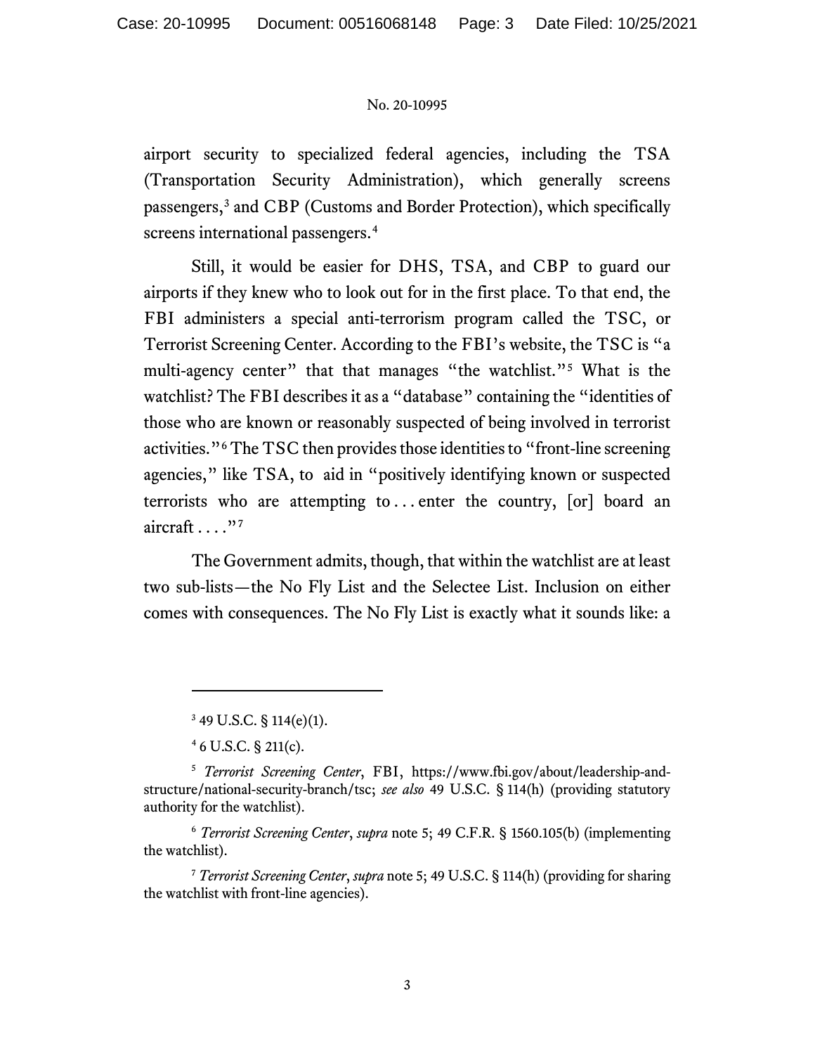airport security to specialized federal agencies, including the TSA (Transportation Security Administration), which generally screens passengers,[3] and CBP (Customs and Border Protection), which specifically screens international passengers.[4]

Still, it would be easier for DHS, TSA, and CBP to guard our airports if they knew who to look out for in the first place. To that end, the FBI administers a special anti-terrorism program called the TSC, or Terrorist Screening Center. According to the FBI's website, the TSC is "a multi-agency center" that that manages "the watchlist."[5] What is the watchlist? The FBI describes it as a "database" containing the "identities of those who are known or reasonably suspected of being involved in terrorist activities."[6] The TSC then provides those identities to "front-line screening agencies," like TSA, to aid in "positively identifying known or suspected terrorists who are attempting to . . . enter the country, [or] board an aircraft . . . ."[7]

The Government admits, though, that within the watchlist are at least two sub-lists—the No Fly List and the Selectee List. Inclusion on either comes with consequences. The No Fly List is exactly what it sounds like: a

---

[3] 49 U.S.C. § 114(e)(1).

[4] 6 U.S.C. § 211(c).

[5] *Terrorist Screening Center*, FBI, https://www.fbi.gov/about/leadership-and-structure/national-security-branch/tsc; *see also* 49 U.S.C. § 114(h) (providing statutory authority for the watchlist).

[6] *Terrorist Screening Center*, *supra* note 5; 49 C.F.R. § 1560.105(b) (implementing the watchlist).

[7] *Terrorist Screening Center*, *supra* note 5; 49 U.S.C. § 114(h) (providing for sharing the watchlist with front-line agencies).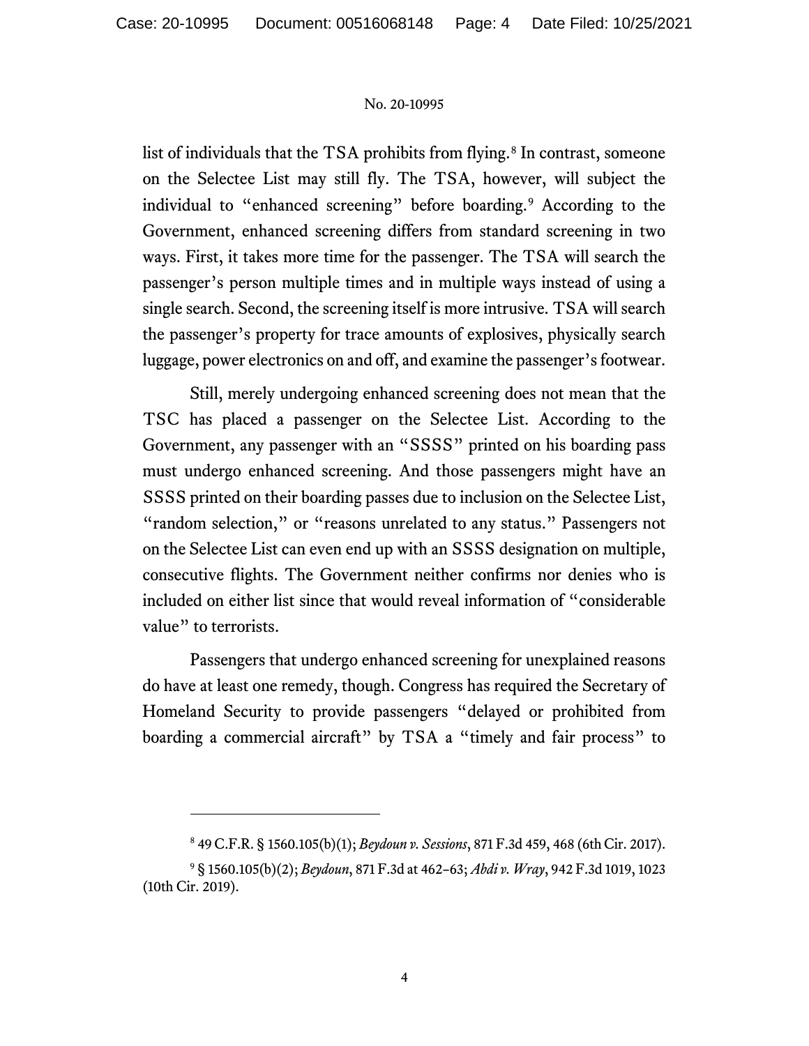list of individuals that the TSA prohibits from flying.[8] In contrast, someone on the Selectee List may still fly. The TSA, however, will subject the individual to "enhanced screening" before boarding.[9] According to the Government, enhanced screening differs from standard screening in two ways. First, it takes more time for the passenger. The TSA will search the passenger's person multiple times and in multiple ways instead of using a single search. Second, the screening itself is more intrusive. TSA will search the passenger's property for trace amounts of explosives, physically search luggage, power electronics on and off, and examine the passenger's footwear.

Still, merely undergoing enhanced screening does not mean that the TSC has placed a passenger on the Selectee List. According to the Government, any passenger with an "SSSS" printed on his boarding pass must undergo enhanced screening. And those passengers might have an SSSS printed on their boarding passes due to inclusion on the Selectee List, "random selection," or "reasons unrelated to any status." Passengers not on the Selectee List can even end up with an SSSS designation on multiple, consecutive flights. The Government neither confirms nor denies who is included on either list since that would reveal information of "considerable value" to terrorists.

Passengers that undergo enhanced screening for unexplained reasons do have at least one remedy, though. Congress has required the Secretary of Homeland Security to provide passengers "delayed or prohibited from boarding a commercial aircraft" by TSA a "timely and fair process" to

---

[8] 49 C.F.R. § 1560.105(b)(1); *Beydoun v. Sessions*, 871 F.3d 459, 468 (6th Cir. 2017).

[9] § 1560.105(b)(2); *Beydoun*, 871 F.3d at 462–63; *Abdi v. Wray*, 942 F.3d 1019, 1023 (10th Cir. 2019).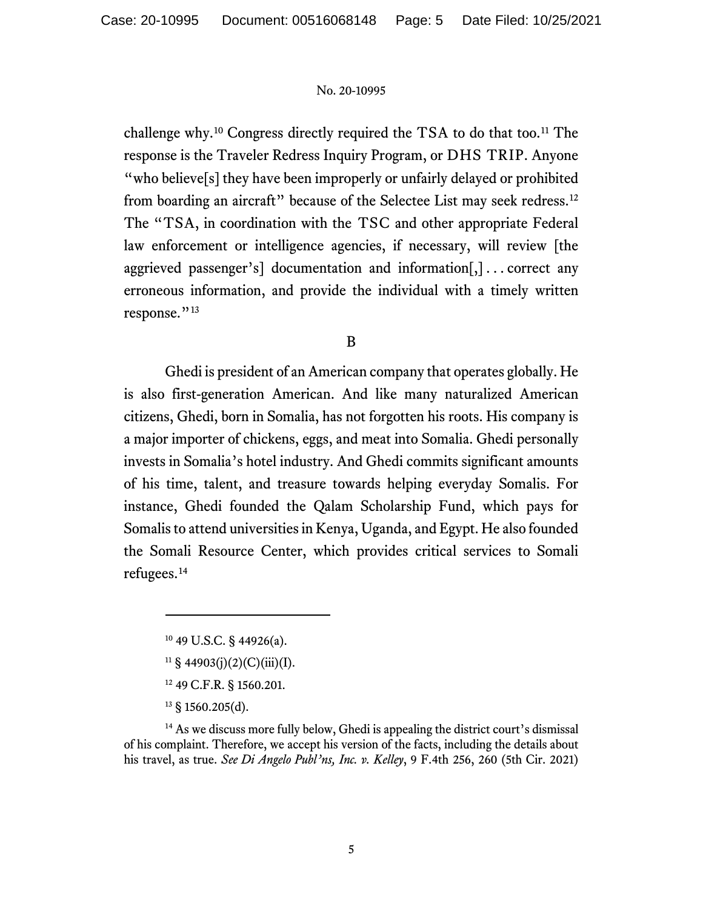challenge why.[10] Congress directly required the TSA to do that too.[11] The response is the Traveler Redress Inquiry Program, or DHS TRIP. Anyone "who believe[s] they have been improperly or unfairly delayed or prohibited from boarding an aircraft" because of the Selectee List may seek redress.[12] The "TSA, in coordination with the TSC and other appropriate Federal law enforcement or intelligence agencies, if necessary, will review [the aggrieved passenger's] documentation and information[,] . . . correct any erroneous information, and provide the individual with a timely written response."[13]

### B

Ghedi is president of an American company that operates globally. He is also first-generation American. And like many naturalized American citizens, Ghedi, born in Somalia, has not forgotten his roots. His company is a major importer of chickens, eggs, and meat into Somalia. Ghedi personally invests in Somalia's hotel industry. And Ghedi commits significant amounts of his time, talent, and treasure towards helping everyday Somalis. For instance, Ghedi founded the Qalam Scholarship Fund, which pays for Somalis to attend universities in Kenya, Uganda, and Egypt. He also founded the Somali Resource Center, which provides critical services to Somali refugees.[14]

---

[10] 49 U.S.C. § 44926(a).

[11] § 44903(j)(2)(C)(iii)(I).

[12] 49 C.F.R. § 1560.201.

[13] § 1560.205(d).

[14] As we discuss more fully below, Ghedi is appealing the district court's dismissal of his complaint. Therefore, we accept his version of the facts, including the details about his travel, as true. *See Di Angelo Publ'ns, Inc. v. Kelley*, 9 F.4th 256, 260 (5th Cir. 2021)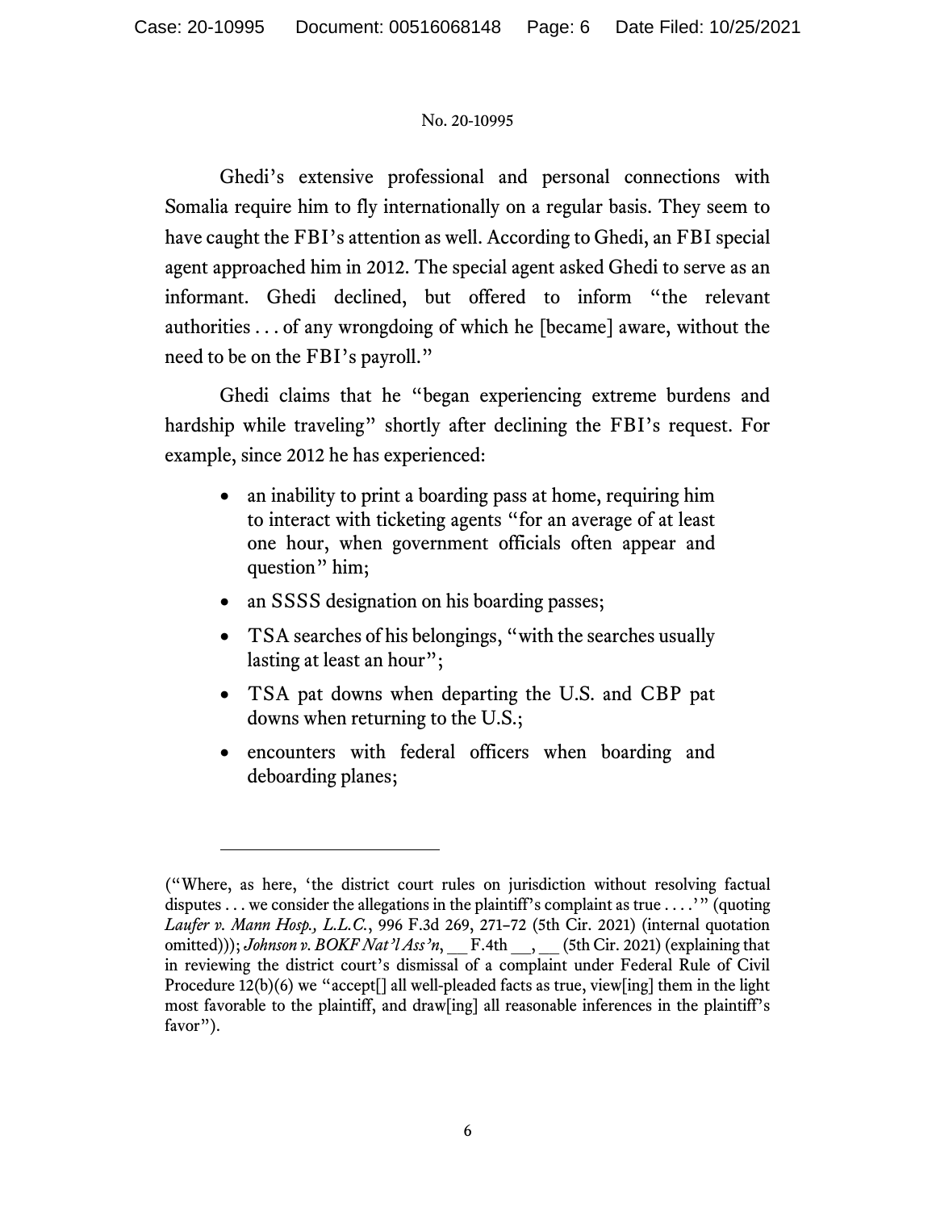Ghedi's extensive professional and personal connections with Somalia require him to fly internationally on a regular basis. They seem to have caught the FBI's attention as well. According to Ghedi, an FBI special agent approached him in 2012. The special agent asked Ghedi to serve as an informant. Ghedi declined, but offered to inform "the relevant authorities . . . of any wrongdoing of which he [became] aware, without the need to be on the FBI's payroll."

Ghedi claims that he "began experiencing extreme burdens and hardship while traveling" shortly after declining the FBI's request. For example, since 2012 he has experienced:

- an inability to print a boarding pass at home, requiring him to interact with ticketing agents "for an average of at least one hour, when government officials often appear and question" him;
- an SSSS designation on his boarding passes;
- TSA searches of his belongings, "with the searches usually lasting at least an hour";
- TSA pat downs when departing the U.S. and CBP pat downs when returning to the U.S.;
- encounters with federal officers when boarding and deboarding planes;

---

("Where, as here, 'the district court rules on jurisdiction without resolving factual disputes . . . we consider the allegations in the plaintiff's complaint as true . . . .'" (quoting *Laufer v. Mann Hosp., L.L.C.*, 996 F.3d 269, 271–72 (5th Cir. 2021) (internal quotation omitted))); *Johnson v. BOKF Nat'l Ass'n*, \_\_ F.4th \_\_, \_\_ (5th Cir. 2021) (explaining that in reviewing the district court's dismissal of a complaint under Federal Rule of Civil Procedure 12(b)(6) we "accept[] all well-pleaded facts as true, view[ing] them in the light most favorable to the plaintiff, and draw[ing] all reasonable inferences in the plaintiff's favor").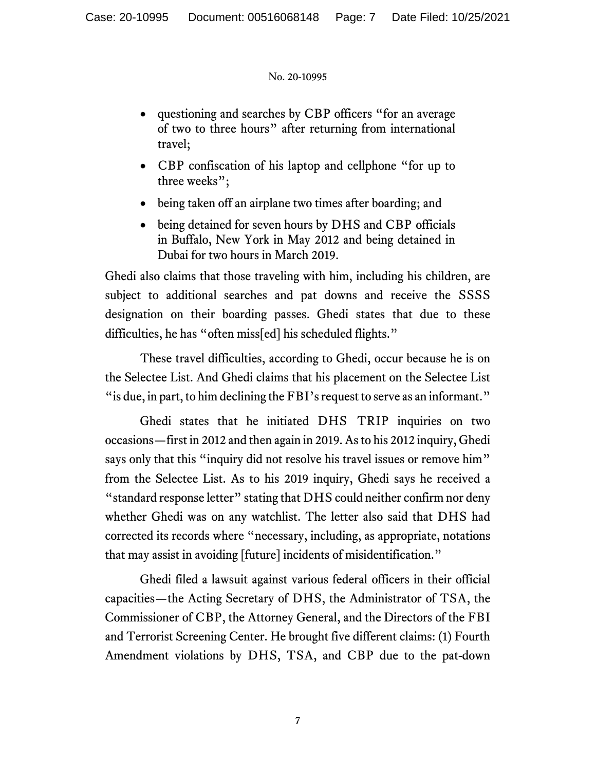- questioning and searches by CBP officers "for an average of two to three hours" after returning from international travel;
- CBP confiscation of his laptop and cellphone "for up to three weeks";
- being taken off an airplane two times after boarding; and
- being detained for seven hours by DHS and CBP officials in Buffalo, New York in May 2012 and being detained in Dubai for two hours in March 2019.

Ghedi also claims that those traveling with him, including his children, are subject to additional searches and pat downs and receive the SSSS designation on their boarding passes. Ghedi states that due to these difficulties, he has "often miss[ed] his scheduled flights."

These travel difficulties, according to Ghedi, occur because he is on the Selectee List. And Ghedi claims that his placement on the Selectee List "is due, in part, to him declining the FBI's request to serve as an informant."

Ghedi states that he initiated DHS TRIP inquiries on two occasions—first in 2012 and then again in 2019. As to his 2012 inquiry, Ghedi says only that this "inquiry did not resolve his travel issues or remove him" from the Selectee List. As to his 2019 inquiry, Ghedi says he received a "standard response letter" stating that DHS could neither confirm nor deny whether Ghedi was on any watchlist. The letter also said that DHS had corrected its records where "necessary, including, as appropriate, notations that may assist in avoiding [future] incidents of misidentification."

Ghedi filed a lawsuit against various federal officers in their official capacities—the Acting Secretary of DHS, the Administrator of TSA, the Commissioner of CBP, the Attorney General, and the Directors of the FBI and Terrorist Screening Center. He brought five different claims: (1) Fourth Amendment violations by DHS, TSA, and CBP due to the pat-down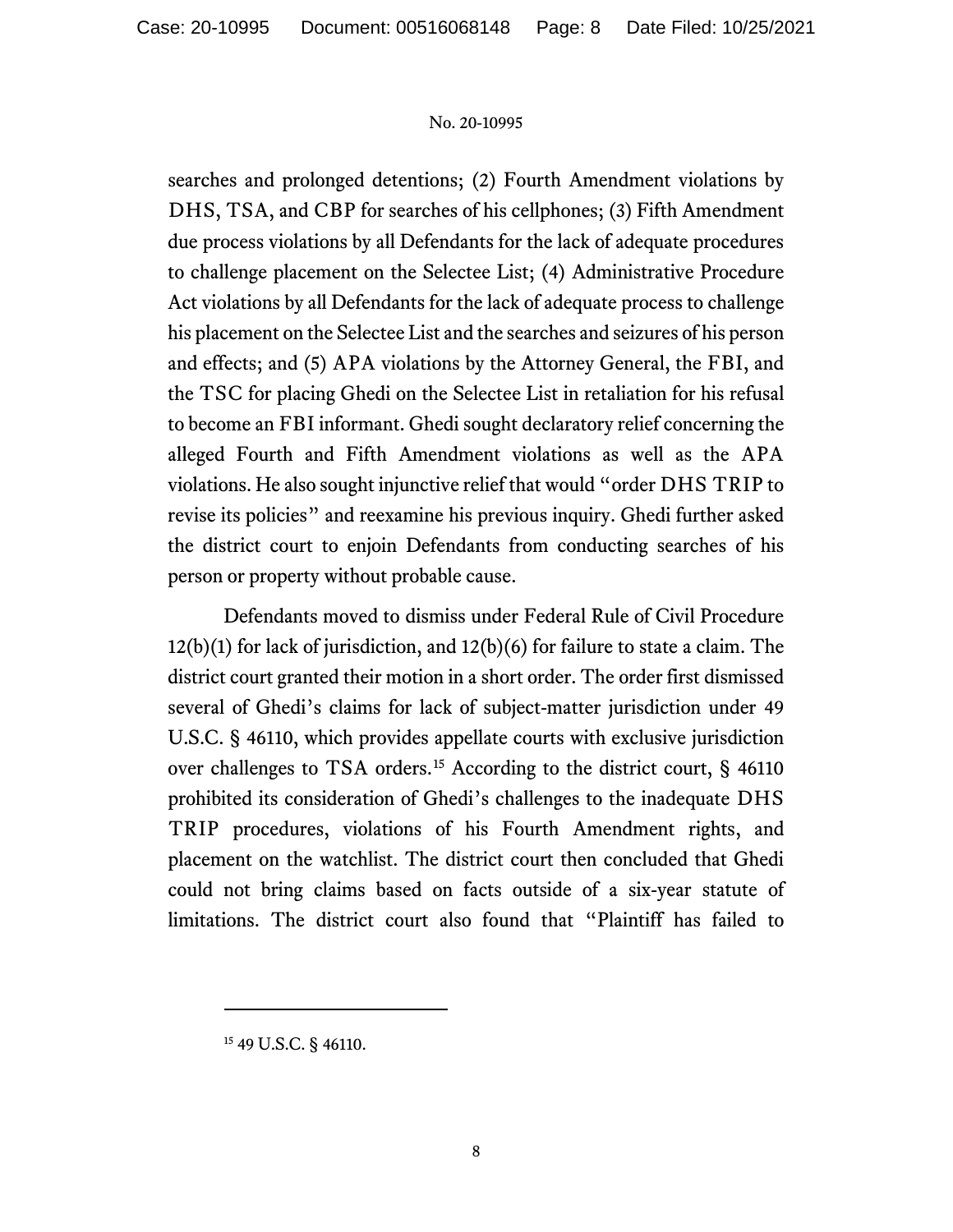searches and prolonged detentions; (2) Fourth Amendment violations by DHS, TSA, and CBP for searches of his cellphones; (3) Fifth Amendment due process violations by all Defendants for the lack of adequate procedures to challenge placement on the Selectee List; (4) Administrative Procedure Act violations by all Defendants for the lack of adequate process to challenge his placement on the Selectee List and the searches and seizures of his person and effects; and (5) APA violations by the Attorney General, the FBI, and the TSC for placing Ghedi on the Selectee List in retaliation for his refusal to become an FBI informant. Ghedi sought declaratory relief concerning the alleged Fourth and Fifth Amendment violations as well as the APA violations. He also sought injunctive relief that would "order DHS TRIP to revise its policies" and reexamine his previous inquiry. Ghedi further asked the district court to enjoin Defendants from conducting searches of his person or property without probable cause.

Defendants moved to dismiss under Federal Rule of Civil Procedure 12(b)(1) for lack of jurisdiction, and 12(b)(6) for failure to state a claim. The district court granted their motion in a short order. The order first dismissed several of Ghedi's claims for lack of subject-matter jurisdiction under 49 U.S.C. § 46110, which provides appellate courts with exclusive jurisdiction over challenges to TSA orders.[15] According to the district court, § 46110 prohibited its consideration of Ghedi's challenges to the inadequate DHS TRIP procedures, violations of his Fourth Amendment rights, and placement on the watchlist. The district court then concluded that Ghedi could not bring claims based on facts outside of a six-year statute of limitations. The district court also found that "Plaintiff has failed to

---

[15] 49 U.S.C. § 46110.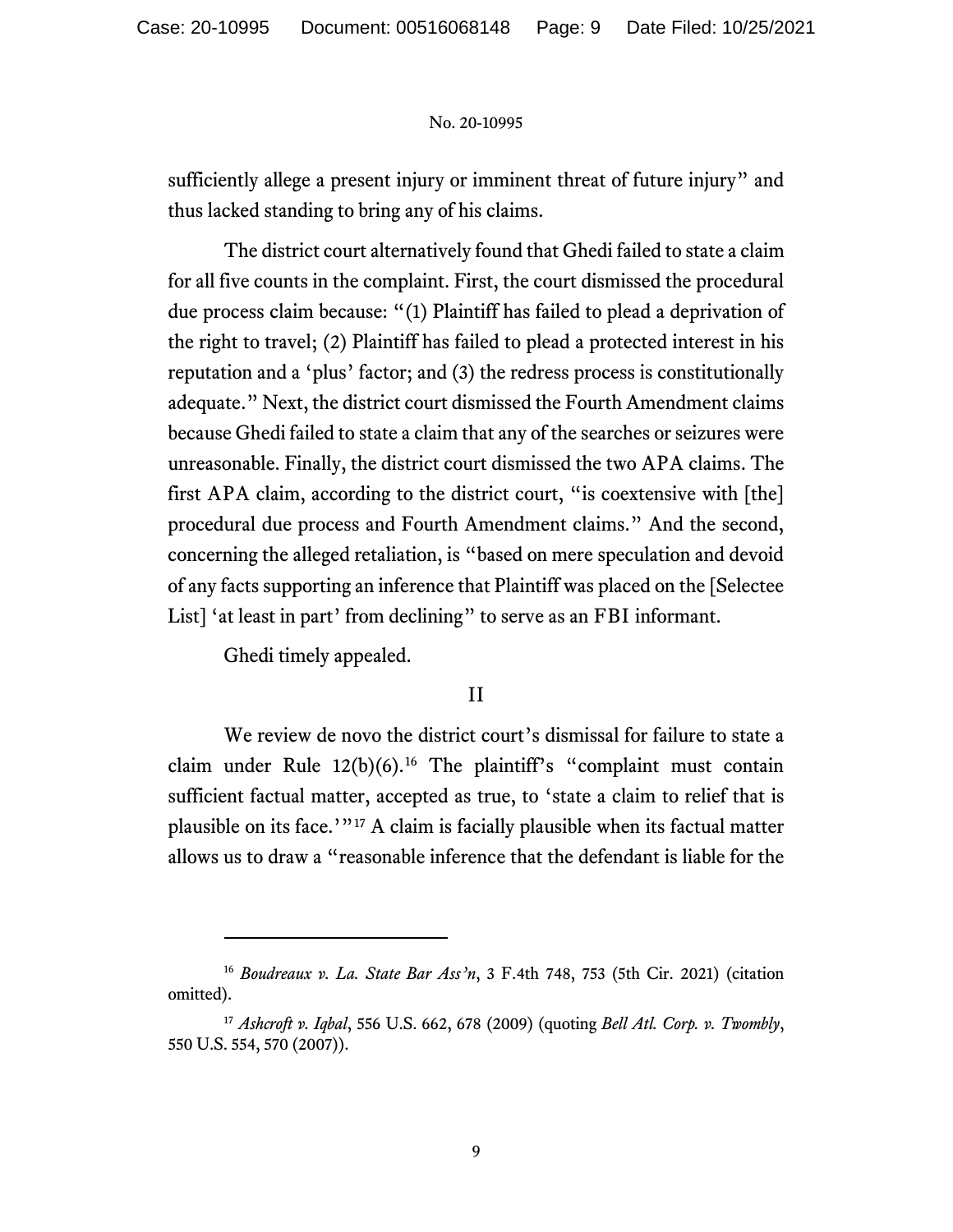sufficiently allege a present injury or imminent threat of future injury" and thus lacked standing to bring any of his claims.

The district court alternatively found that Ghedi failed to state a claim for all five counts in the complaint. First, the court dismissed the procedural due process claim because: "(1) Plaintiff has failed to plead a deprivation of the right to travel; (2) Plaintiff has failed to plead a protected interest in his reputation and a 'plus' factor; and (3) the redress process is constitutionally adequate." Next, the district court dismissed the Fourth Amendment claims because Ghedi failed to state a claim that any of the searches or seizures were unreasonable. Finally, the district court dismissed the two APA claims. The first APA claim, according to the district court, "is coextensive with [the] procedural due process and Fourth Amendment claims." And the second, concerning the alleged retaliation, is "based on mere speculation and devoid of any facts supporting an inference that Plaintiff was placed on the [Selectee List] 'at least in part' from declining" to serve as an FBI informant.

Ghedi timely appealed.

## II

We review de novo the district court's dismissal for failure to state a claim under Rule 12(b)(6).[16] The plaintiff's "complaint must contain sufficient factual matter, accepted as true, to 'state a claim to relief that is plausible on its face.'"[17] A claim is facially plausible when its factual matter allows us to draw a "reasonable inference that the defendant is liable for the

---

[16] *Boudreaux v. La. State Bar Ass'n*, 3 F.4th 748, 753 (5th Cir. 2021) (citation omitted).

[17] *Ashcroft v. Iqbal*, 556 U.S. 662, 678 (2009) (quoting *Bell Atl. Corp. v. Twombly*, 550 U.S. 554, 570 (2007)).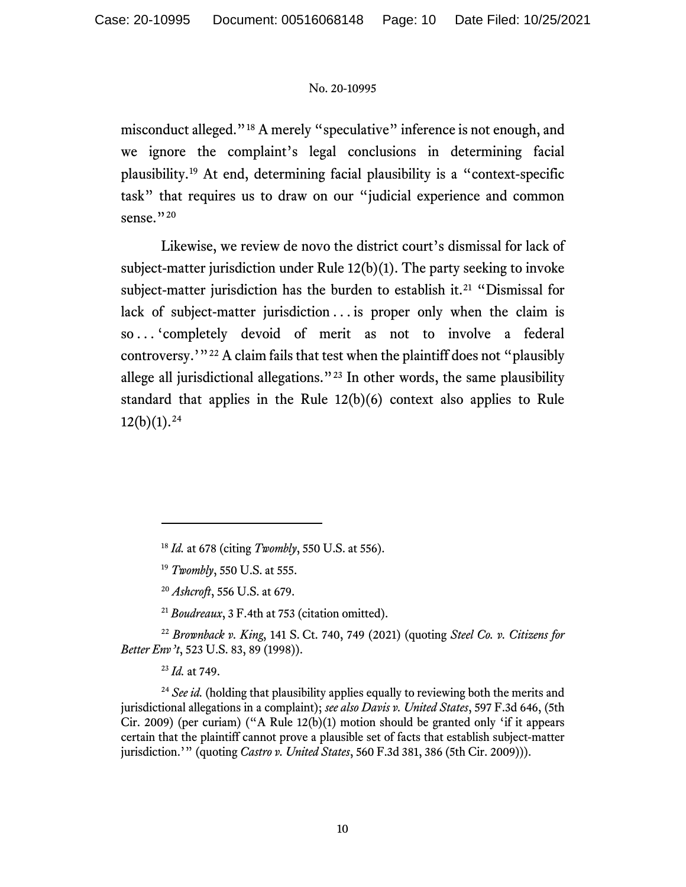misconduct alleged."[18] A merely "speculative" inference is not enough, and we ignore the complaint's legal conclusions in determining facial plausibility.[19] At end, determining facial plausibility is a "context-specific task" that requires us to draw on our "judicial experience and common sense."[20]

Likewise, we review de novo the district court's dismissal for lack of subject-matter jurisdiction under Rule 12(b)(1). The party seeking to invoke subject-matter jurisdiction has the burden to establish it.[21] "Dismissal for lack of subject-matter jurisdiction . . . is proper only when the claim is so . . . 'completely devoid of merit as not to involve a federal controversy.'"[22] A claim fails that test when the plaintiff does not "plausibly allege all jurisdictional allegations."[23] In other words, the same plausibility standard that applies in the Rule 12(b)(6) context also applies to Rule 12(b)(1).[24]

---

[18] *Id.* at 678 (citing *Twombly*, 550 U.S. at 556).

[19] *Twombly*, 550 U.S. at 555.

[20] *Ashcroft*, 556 U.S. at 679.

[21] *Boudreaux*, 3 F.4th at 753 (citation omitted).

[22] *Brownback v. King*, 141 S. Ct. 740, 749 (2021) (quoting *Steel Co. v. Citizens for Better Env't*, 523 U.S. 83, 89 (1998)).

[23] *Id.* at 749.

[24] *See id.* (holding that plausibility applies equally to reviewing both the merits and jurisdictional allegations in a complaint); *see also Davis v. United States*, 597 F.3d 646, (5th Cir. 2009) (per curiam) ("A Rule 12(b)(1) motion should be granted only 'if it appears certain that the plaintiff cannot prove a plausible set of facts that establish subject-matter jurisdiction.'" (quoting *Castro v. United States*, 560 F.3d 381, 386 (5th Cir. 2009))).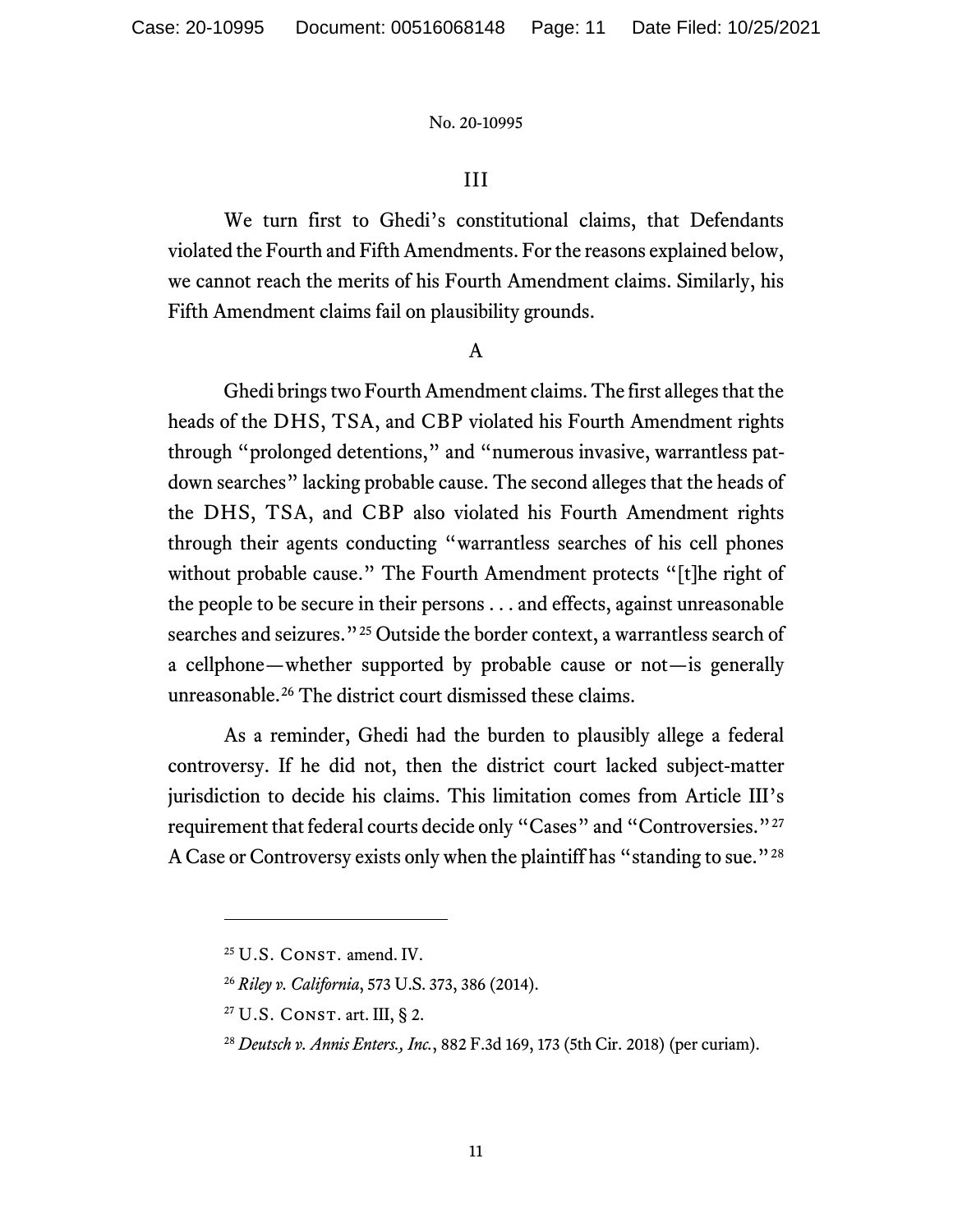## III

We turn first to Ghedi's constitutional claims, that Defendants violated the Fourth and Fifth Amendments. For the reasons explained below, we cannot reach the merits of his Fourth Amendment claims. Similarly, his Fifth Amendment claims fail on plausibility grounds.

### A

Ghedi brings two Fourth Amendment claims. The first alleges that the heads of the DHS, TSA, and CBP violated his Fourth Amendment rights through "prolonged detentions," and "numerous invasive, warrantless pat-down searches" lacking probable cause. The second alleges that the heads of the DHS, TSA, and CBP also violated his Fourth Amendment rights through their agents conducting "warrantless searches of his cell phones without probable cause." The Fourth Amendment protects "[t]he right of the people to be secure in their persons . . . and effects, against unreasonable searches and seizures."[25] Outside the border context, a warrantless search of a cellphone—whether supported by probable cause or not—is generally unreasonable.[26] The district court dismissed these claims.

As a reminder, Ghedi had the burden to plausibly allege a federal controversy. If he did not, then the district court lacked subject-matter jurisdiction to decide his claims. This limitation comes from Article III's requirement that federal courts decide only "Cases" and "Controversies."[27] A Case or Controversy exists only when the plaintiff has "standing to sue."[28]

---

[25] U.S. Const. amend. IV.

[26] *Riley v. California*, 573 U.S. 373, 386 (2014).

[27] U.S. Const. art. III, § 2.

[28] *Deutsch v. Annis Enters., Inc.*, 882 F.3d 169, 173 (5th Cir. 2018) (per curiam).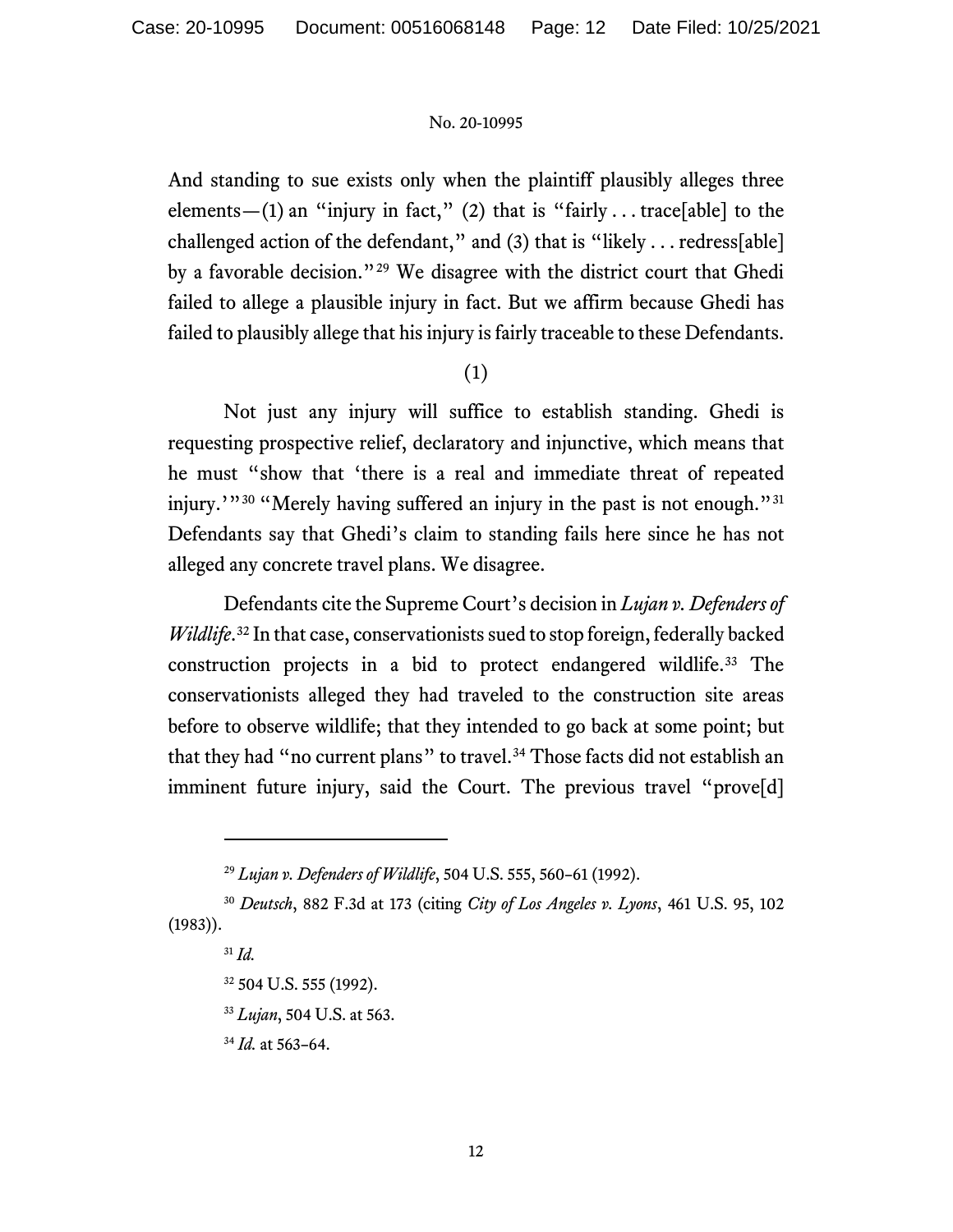And standing to sue exists only when the plaintiff plausibly alleges three elements—(1) an "injury in fact," (2) that is "fairly . . . trace[able] to the challenged action of the defendant," and (3) that is "likely . . . redress[able] by a favorable decision."[29] We disagree with the district court that Ghedi failed to allege a plausible injury in fact. But we affirm because Ghedi has failed to plausibly allege that his injury is fairly traceable to these Defendants.

(1)

Not just any injury will suffice to establish standing. Ghedi is requesting prospective relief, declaratory and injunctive, which means that he must "show that 'there is a real and immediate threat of repeated injury.'"[30] "Merely having suffered an injury in the past is not enough."[31] Defendants say that Ghedi's claim to standing fails here since he has not alleged any concrete travel plans. We disagree.

Defendants cite the Supreme Court's decision in *Lujan v. Defenders of Wildlife*.[32] In that case, conservationists sued to stop foreign, federally backed construction projects in a bid to protect endangered wildlife.[33] The conservationists alleged they had traveled to the construction site areas before to observe wildlife; that they intended to go back at some point; but that they had "no current plans" to travel.[34] Those facts did not establish an imminent future injury, said the Court. The previous travel "prove[d]

---

[29] *Lujan v. Defenders of Wildlife*, 504 U.S. 555, 560–61 (1992).

[30] *Deutsch*, 882 F.3d at 173 (citing *City of Los Angeles v. Lyons*, 461 U.S. 95, 102 (1983)).

[31] *Id.*

[32] 504 U.S. 555 (1992).

[33] *Lujan*, 504 U.S. at 563.

[34] *Id.* at 563–64.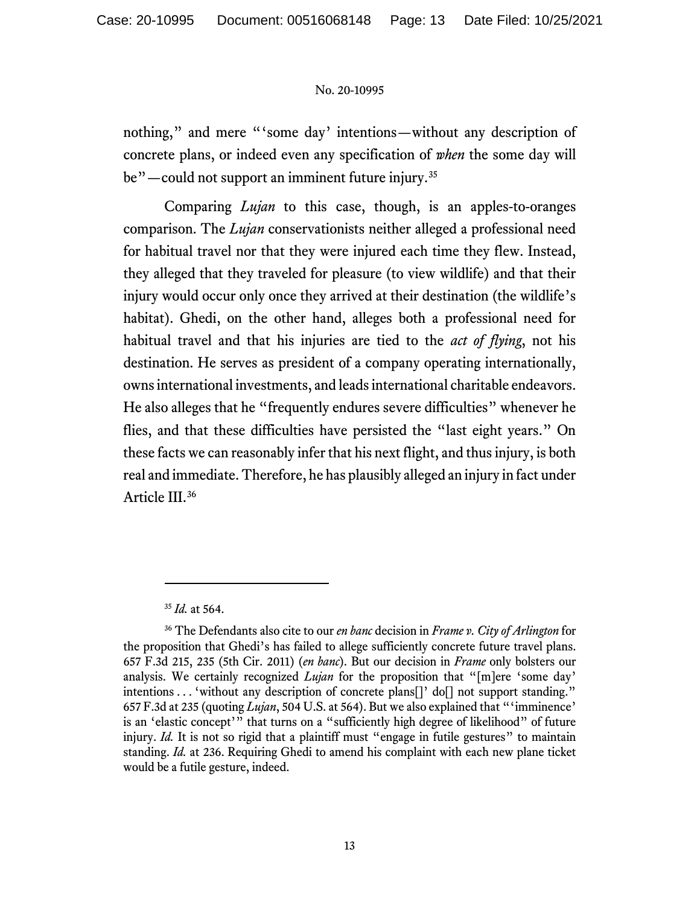nothing," and mere "'some day' intentions—without any description of concrete plans, or indeed even any specification of *when* the some day will be"—could not support an imminent future injury.[35]

Comparing *Lujan* to this case, though, is an apples-to-oranges comparison. The *Lujan* conservationists neither alleged a professional need for habitual travel nor that they were injured each time they flew. Instead, they alleged that they traveled for pleasure (to view wildlife) and that their injury would occur only once they arrived at their destination (the wildlife's habitat). Ghedi, on the other hand, alleges both a professional need for habitual travel and that his injuries are tied to the *act of flying*, not his destination. He serves as president of a company operating internationally, owns international investments, and leads international charitable endeavors. He also alleges that he "frequently endures severe difficulties" whenever he flies, and that these difficulties have persisted the "last eight years." On these facts we can reasonably infer that his next flight, and thus injury, is both real and immediate. Therefore, he has plausibly alleged an injury in fact under Article III.[36]

---

[35] *Id.* at 564.

[36] The Defendants also cite to our *en banc* decision in *Frame v. City of Arlington* for the proposition that Ghedi's has failed to allege sufficiently concrete future travel plans. 657 F.3d 215, 235 (5th Cir. 2011) (*en banc*). But our decision in *Frame* only bolsters our analysis. We certainly recognized *Lujan* for the proposition that "[m]ere 'some day' intentions . . . 'without any description of concrete plans[]' do[] not support standing." 657 F.3d at 235 (quoting *Lujan*, 504 U.S. at 564). But we also explained that "'imminence' is an 'elastic concept'" that turns on a "sufficiently high degree of likelihood" of future injury. *Id.* It is not so rigid that a plaintiff must "engage in futile gestures" to maintain standing. *Id.* at 236. Requiring Ghedi to amend his complaint with each new plane ticket would be a futile gesture, indeed.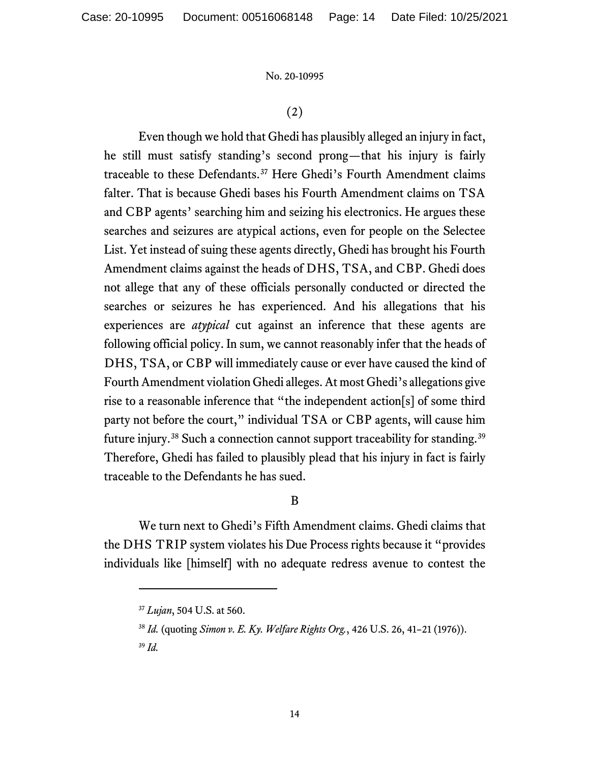(2)

Even though we hold that Ghedi has plausibly alleged an injury in fact, he still must satisfy standing's second prong—that his injury is fairly traceable to these Defendants.[37] Here Ghedi's Fourth Amendment claims falter. That is because Ghedi bases his Fourth Amendment claims on TSA and CBP agents' searching him and seizing his electronics. He argues these searches and seizures are atypical actions, even for people on the Selectee List. Yet instead of suing these agents directly, Ghedi has brought his Fourth Amendment claims against the heads of DHS, TSA, and CBP. Ghedi does not allege that any of these officials personally conducted or directed the searches or seizures he has experienced. And his allegations that his experiences are *atypical* cut against an inference that these agents are following official policy. In sum, we cannot reasonably infer that the heads of DHS, TSA, or CBP will immediately cause or ever have caused the kind of Fourth Amendment violation Ghedi alleges. At most Ghedi's allegations give rise to a reasonable inference that "the independent action[s] of some third party not before the court," individual TSA or CBP agents, will cause him future injury.[38] Such a connection cannot support traceability for standing.[39] Therefore, Ghedi has failed to plausibly plead that his injury in fact is fairly traceable to the Defendants he has sued.

B

We turn next to Ghedi's Fifth Amendment claims. Ghedi claims that the DHS TRIP system violates his Due Process rights because it "provides individuals like [himself] with no adequate redress avenue to contest the

---

[37] *Lujan*, 504 U.S. at 560.

[38] *Id.* (quoting *Simon v. E. Ky. Welfare Rights Org.*, 426 U.S. 26, 41–21 (1976)).

[39] *Id.*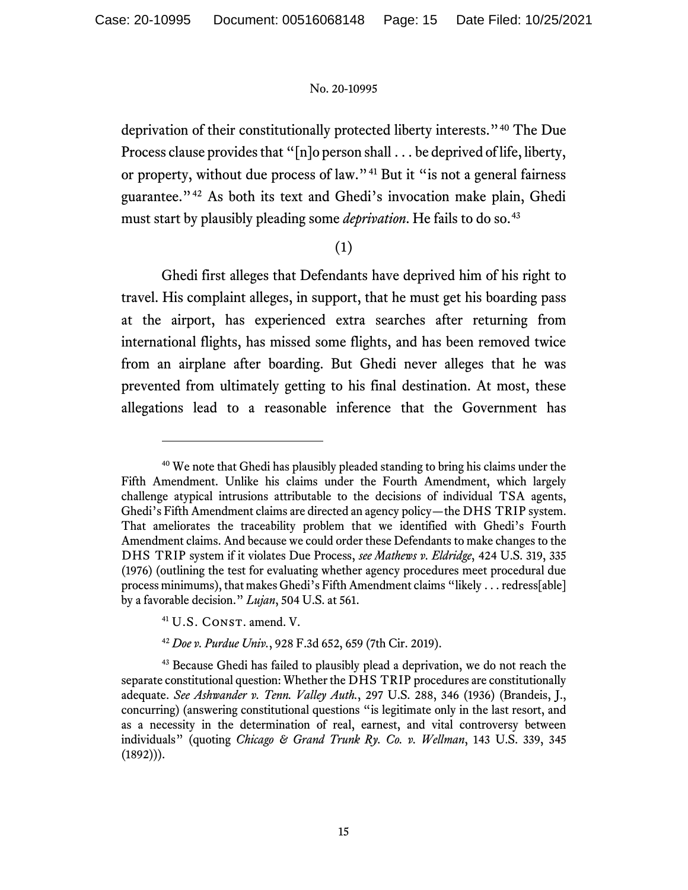deprivation of their constitutionally protected liberty interests."[40] The Due Process clause provides that "[n]o person shall . . . be deprived of life, liberty, or property, without due process of law."[41] But it "is not a general fairness guarantee."[42] As both its text and Ghedi's invocation make plain, Ghedi must start by plausibly pleading some *deprivation*. He fails to do so.[43]

(1)

Ghedi first alleges that Defendants have deprived him of his right to travel. His complaint alleges, in support, that he must get his boarding pass at the airport, has experienced extra searches after returning from international flights, has missed some flights, and has been removed twice from an airplane after boarding. But Ghedi never alleges that he was prevented from ultimately getting to his final destination. At most, these allegations lead to a reasonable inference that the Government has

---

[40] We note that Ghedi has plausibly pleaded standing to bring his claims under the Fifth Amendment. Unlike his claims under the Fourth Amendment, which largely challenge atypical intrusions attributable to the decisions of individual TSA agents, Ghedi's Fifth Amendment claims are directed an agency policy—the DHS TRIP system. That ameliorates the traceability problem that we identified with Ghedi's Fourth Amendment claims. And because we could order these Defendants to make changes to the DHS TRIP system if it violates Due Process, *see Mathews v. Eldridge*, 424 U.S. 319, 335 (1976) (outlining the test for evaluating whether agency procedures meet procedural due process minimums), that makes Ghedi's Fifth Amendment claims "likely . . . redress[able] by a favorable decision." *Lujan*, 504 U.S. at 561.

[41] U.S. Const. amend. V.

[42] *Doe v. Purdue Univ.*, 928 F.3d 652, 659 (7th Cir. 2019).

[43] Because Ghedi has failed to plausibly plead a deprivation, we do not reach the separate constitutional question: Whether the DHS TRIP procedures are constitutionally adequate. *See Ashwander v. Tenn. Valley Auth.*, 297 U.S. 288, 346 (1936) (Brandeis, J., concurring) (answering constitutional questions "is legitimate only in the last resort, and as a necessity in the determination of real, earnest, and vital controversy between individuals" (quoting *Chicago & Grand Trunk Ry. Co. v. Wellman*, 143 U.S. 339, 345 (1892))).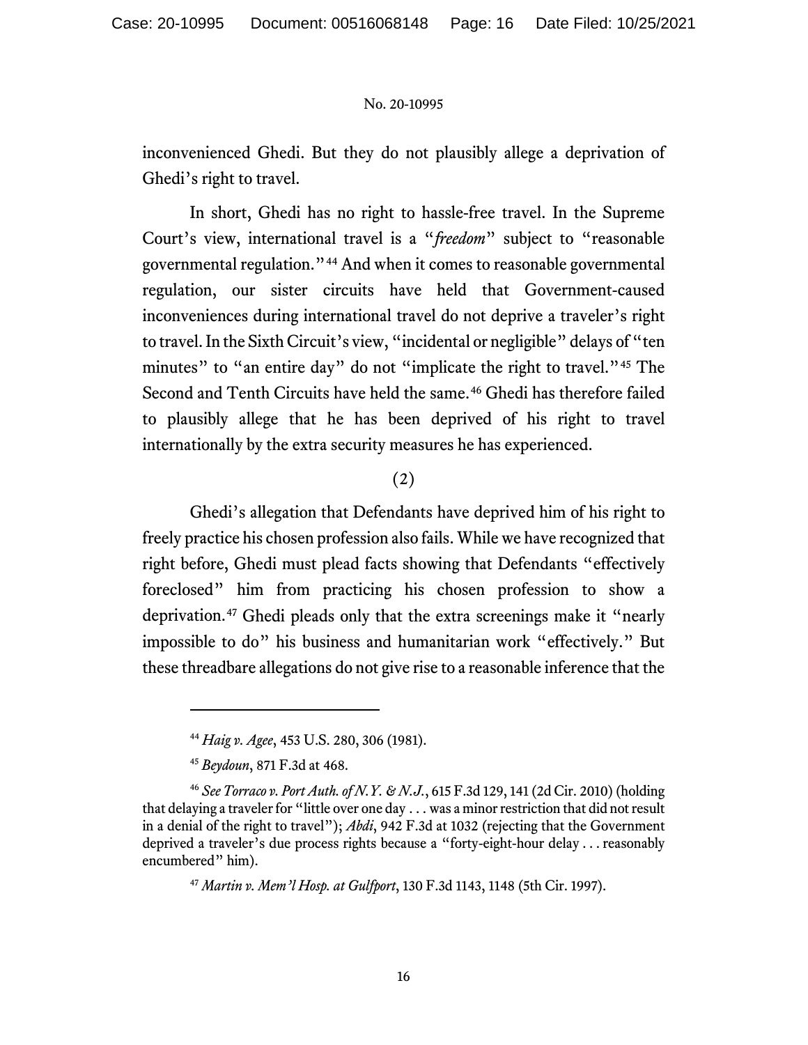inconvenienced Ghedi. But they do not plausibly allege a deprivation of Ghedi's right to travel.

In short, Ghedi has no right to hassle-free travel. In the Supreme Court's view, international travel is a "*freedom*" subject to "reasonable governmental regulation."[44] And when it comes to reasonable governmental regulation, our sister circuits have held that Government-caused inconveniences during international travel do not deprive a traveler's right to travel. In the Sixth Circuit's view, "incidental or negligible" delays of "ten minutes" to "an entire day" do not "implicate the right to travel."[45] The Second and Tenth Circuits have held the same.[46] Ghedi has therefore failed to plausibly allege that he has been deprived of his right to travel internationally by the extra security measures he has experienced.

(2)

Ghedi's allegation that Defendants have deprived him of his right to freely practice his chosen profession also fails. While we have recognized that right before, Ghedi must plead facts showing that Defendants "effectively foreclosed" him from practicing his chosen profession to show a deprivation.[47] Ghedi pleads only that the extra screenings make it "nearly impossible to do" his business and humanitarian work "effectively." But these threadbare allegations do not give rise to a reasonable inference that the

---

[44] *Haig v. Agee*, 453 U.S. 280, 306 (1981).

[45] *Beydoun*, 871 F.3d at 468.

[46] *See Torraco v. Port Auth. of N.Y. & N.J.*, 615 F.3d 129, 141 (2d Cir. 2010) (holding that delaying a traveler for "little over one day . . . was a minor restriction that did not result in a denial of the right to travel"); *Abdi*, 942 F.3d at 1032 (rejecting that the Government deprived a traveler's due process rights because a "forty-eight-hour delay . . . reasonably encumbered" him).

[47] *Martin v. Mem'l Hosp. at Gulfport*, 130 F.3d 1143, 1148 (5th Cir. 1997).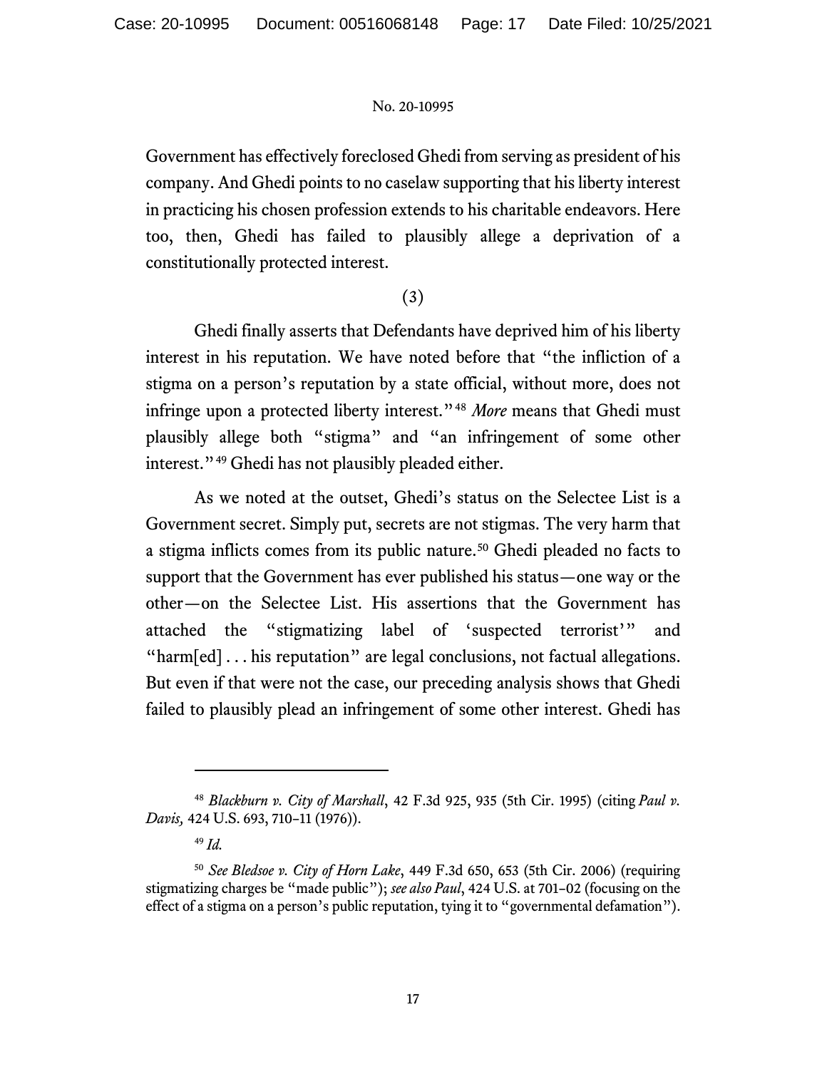Government has effectively foreclosed Ghedi from serving as president of his company. And Ghedi points to no caselaw supporting that his liberty interest in practicing his chosen profession extends to his charitable endeavors. Here too, then, Ghedi has failed to plausibly allege a deprivation of a constitutionally protected interest.

(3)

Ghedi finally asserts that Defendants have deprived him of his liberty interest in his reputation. We have noted before that "the infliction of a stigma on a person's reputation by a state official, without more, does not infringe upon a protected liberty interest."[48] *More* means that Ghedi must plausibly allege both "stigma" and "an infringement of some other interest."[49] Ghedi has not plausibly pleaded either.

As we noted at the outset, Ghedi's status on the Selectee List is a Government secret. Simply put, secrets are not stigmas. The very harm that a stigma inflicts comes from its public nature.[50] Ghedi pleaded no facts to support that the Government has ever published his status—one way or the other—on the Selectee List. His assertions that the Government has attached the "stigmatizing label of 'suspected terrorist'" and "harm[ed] . . . his reputation" are legal conclusions, not factual allegations. But even if that were not the case, our preceding analysis shows that Ghedi failed to plausibly plead an infringement of some other interest. Ghedi has

---

[48] *Blackburn v. City of Marshall*, 42 F.3d 925, 935 (5th Cir. 1995) (citing *Paul v. Davis,* 424 U.S. 693, 710–11 (1976)).

[49] *Id.*

[50] *See Bledsoe v. City of Horn Lake*, 449 F.3d 650, 653 (5th Cir. 2006) (requiring stigmatizing charges be "made public"); *see also Paul*, 424 U.S. at 701–02 (focusing on the effect of a stigma on a person's public reputation, tying it to "governmental defamation").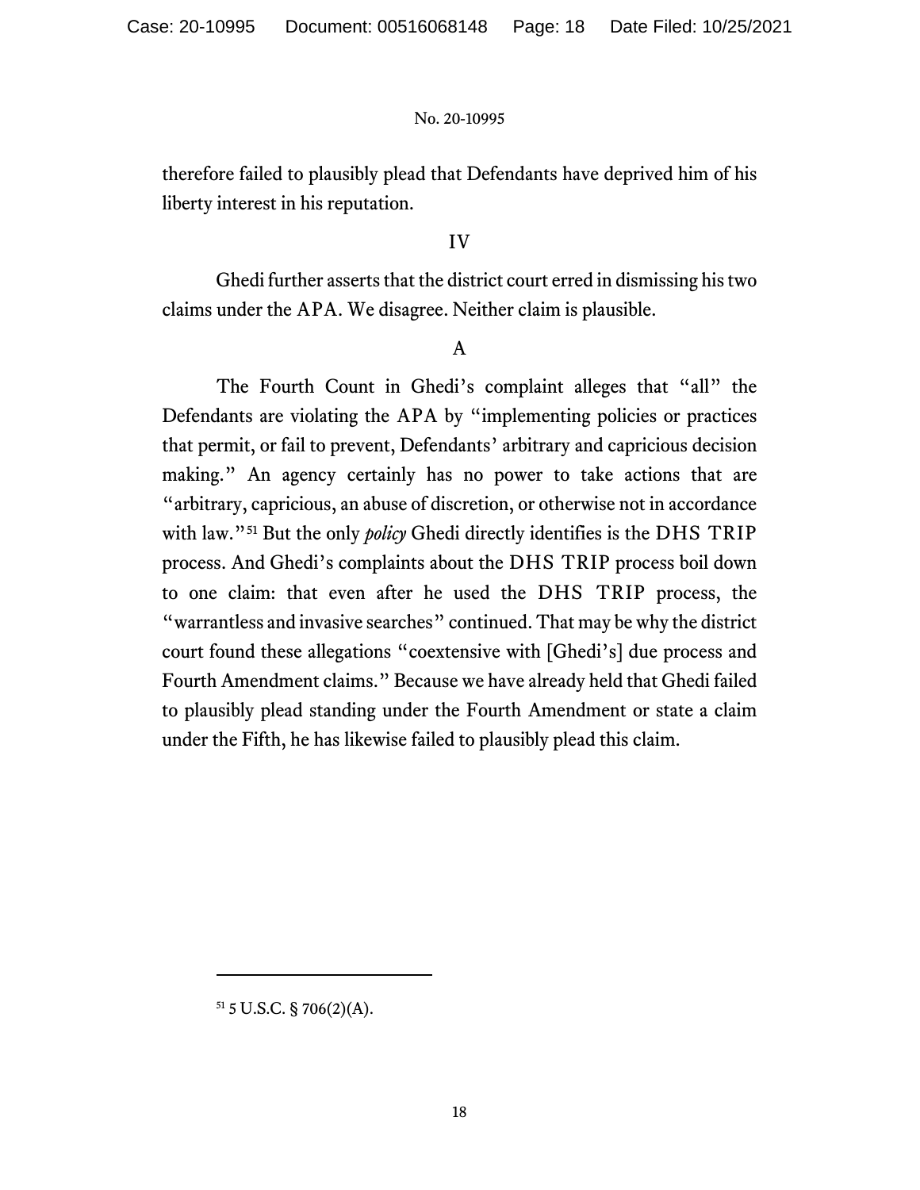therefore failed to plausibly plead that Defendants have deprived him of his liberty interest in his reputation.

## IV

Ghedi further asserts that the district court erred in dismissing his two claims under the APA. We disagree. Neither claim is plausible.

### A

The Fourth Count in Ghedi's complaint alleges that "all" the Defendants are violating the APA by "implementing policies or practices that permit, or fail to prevent, Defendants' arbitrary and capricious decision making." An agency certainly has no power to take actions that are "arbitrary, capricious, an abuse of discretion, or otherwise not in accordance with law."[51] But the only *policy* Ghedi directly identifies is the DHS TRIP process. And Ghedi's complaints about the DHS TRIP process boil down to one claim: that even after he used the DHS TRIP process, the "warrantless and invasive searches" continued. That may be why the district court found these allegations "coextensive with [Ghedi's] due process and Fourth Amendment claims." Because we have already held that Ghedi failed to plausibly plead standing under the Fourth Amendment or state a claim under the Fifth, he has likewise failed to plausibly plead this claim.

---

[51] 5 U.S.C. § 706(2)(A).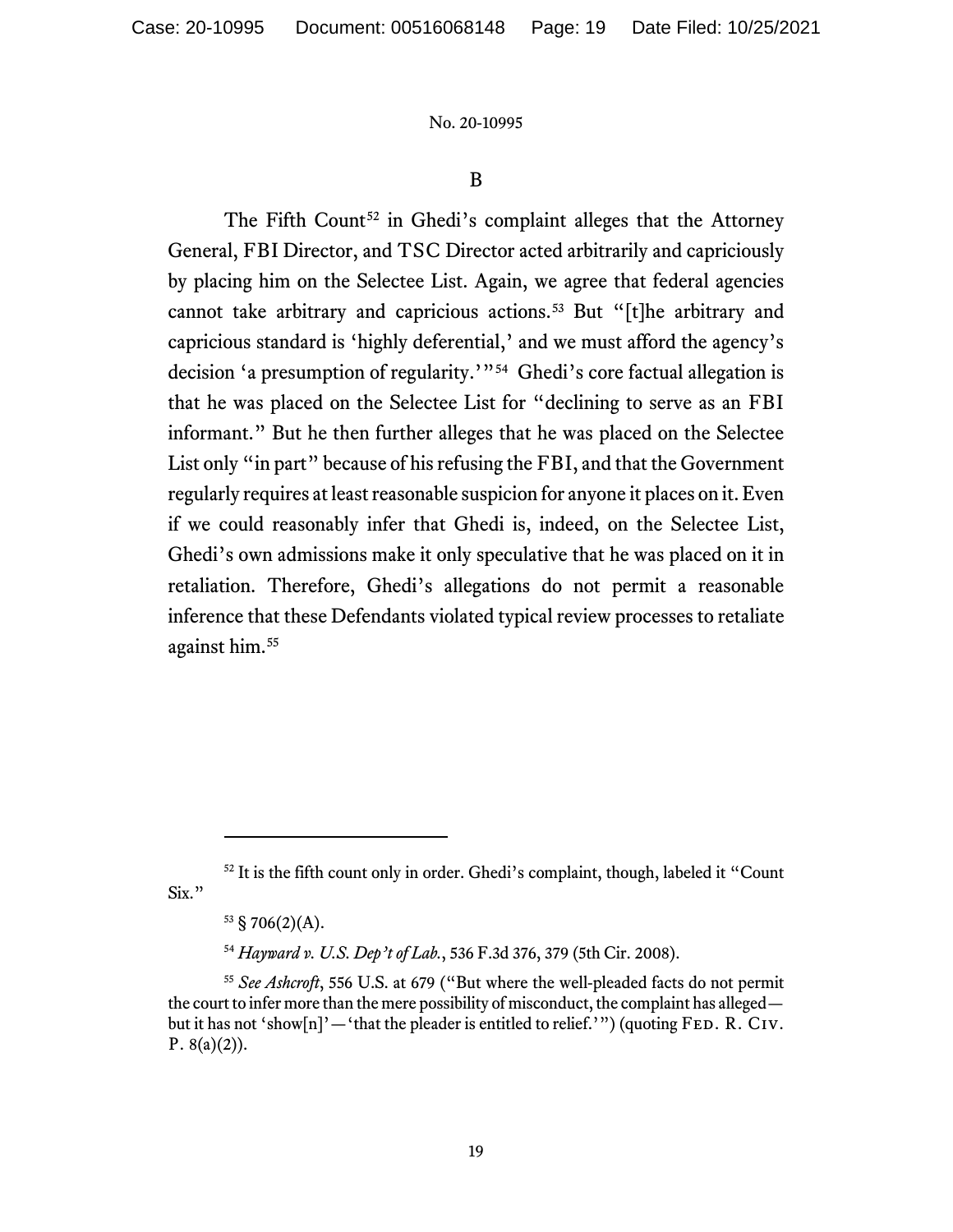## B

The Fifth Count[52] in Ghedi's complaint alleges that the Attorney General, FBI Director, and TSC Director acted arbitrarily and capriciously by placing him on the Selectee List. Again, we agree that federal agencies cannot take arbitrary and capricious actions.[53] But "[t]he arbitrary and capricious standard is 'highly deferential,' and we must afford the agency's decision 'a presumption of regularity.'"[54] Ghedi's core factual allegation is that he was placed on the Selectee List for "declining to serve as an FBI informant." But he then further alleges that he was placed on the Selectee List only "in part" because of his refusing the FBI, and that the Government regularly requires at least reasonable suspicion for anyone it places on it. Even if we could reasonably infer that Ghedi is, indeed, on the Selectee List, Ghedi's own admissions make it only speculative that he was placed on it in retaliation. Therefore, Ghedi's allegations do not permit a reasonable inference that these Defendants violated typical review processes to retaliate against him.[55]

---

[52] It is the fifth count only in order. Ghedi's complaint, though, labeled it "Count Six."

[53] § 706(2)(A).

[54] *Hayward v. U.S. Dep't of Lab.*, 536 F.3d 376, 379 (5th Cir. 2008).

[55] *See Ashcroft*, 556 U.S. at 679 ("But where the well-pleaded facts do not permit the court to infer more than the mere possibility of misconduct, the complaint has alleged—but it has not 'show[n]'—'that the pleader is entitled to relief.'") (quoting FED. R. CIV. P. 8(a)(2)).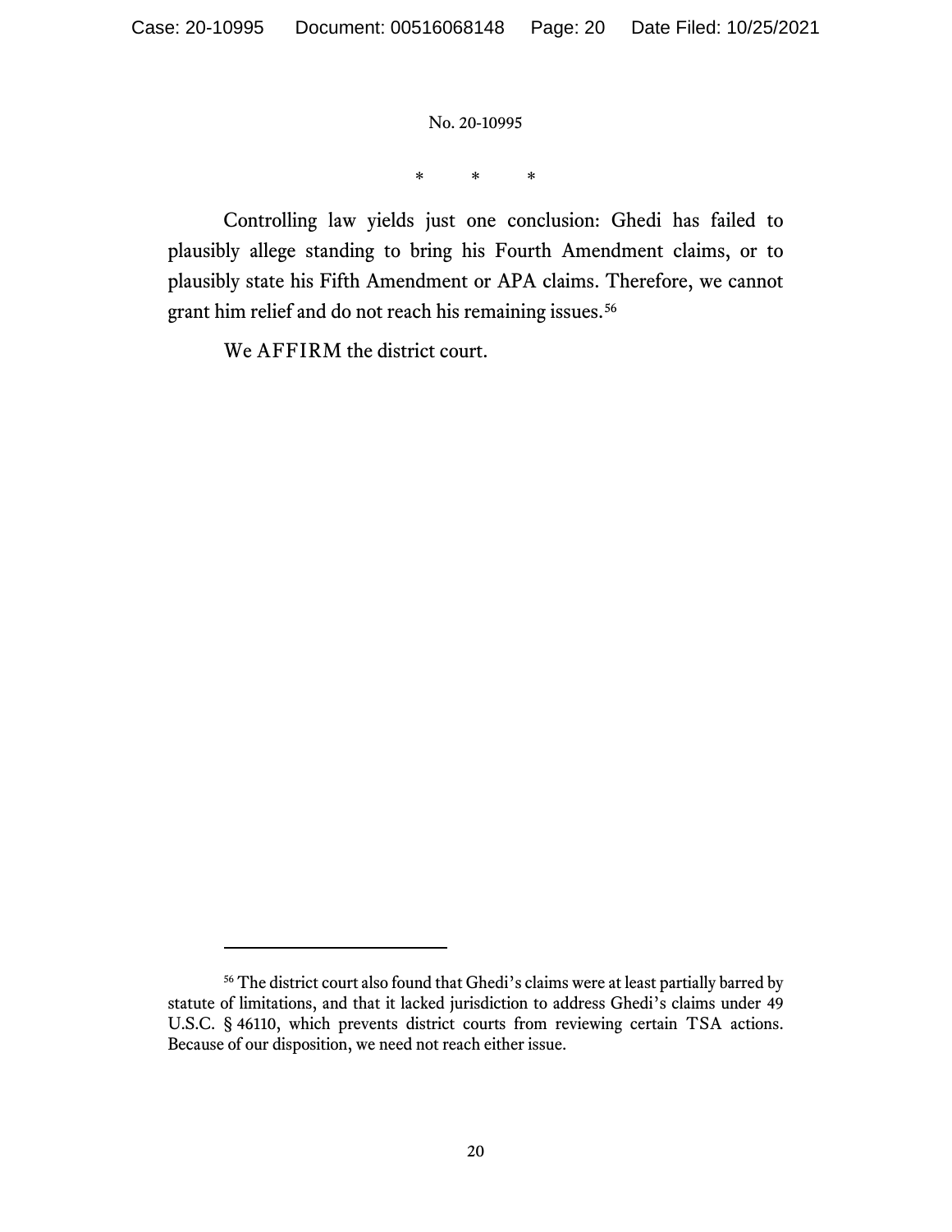\*      \*      \*

Controlling law yields just one conclusion: Ghedi has failed to plausibly allege standing to bring his Fourth Amendment claims, or to plausibly state his Fifth Amendment or APA claims. Therefore, we cannot grant him relief and do not reach his remaining issues.[56]

We AFFIRM the district court.

---

[56] The district court also found that Ghedi's claims were at least partially barred by statute of limitations, and that it lacked jurisdiction to address Ghedi's claims under 49 U.S.C. § 46110, which prevents district courts from reviewing certain TSA actions. Because of our disposition, we need not reach either issue.